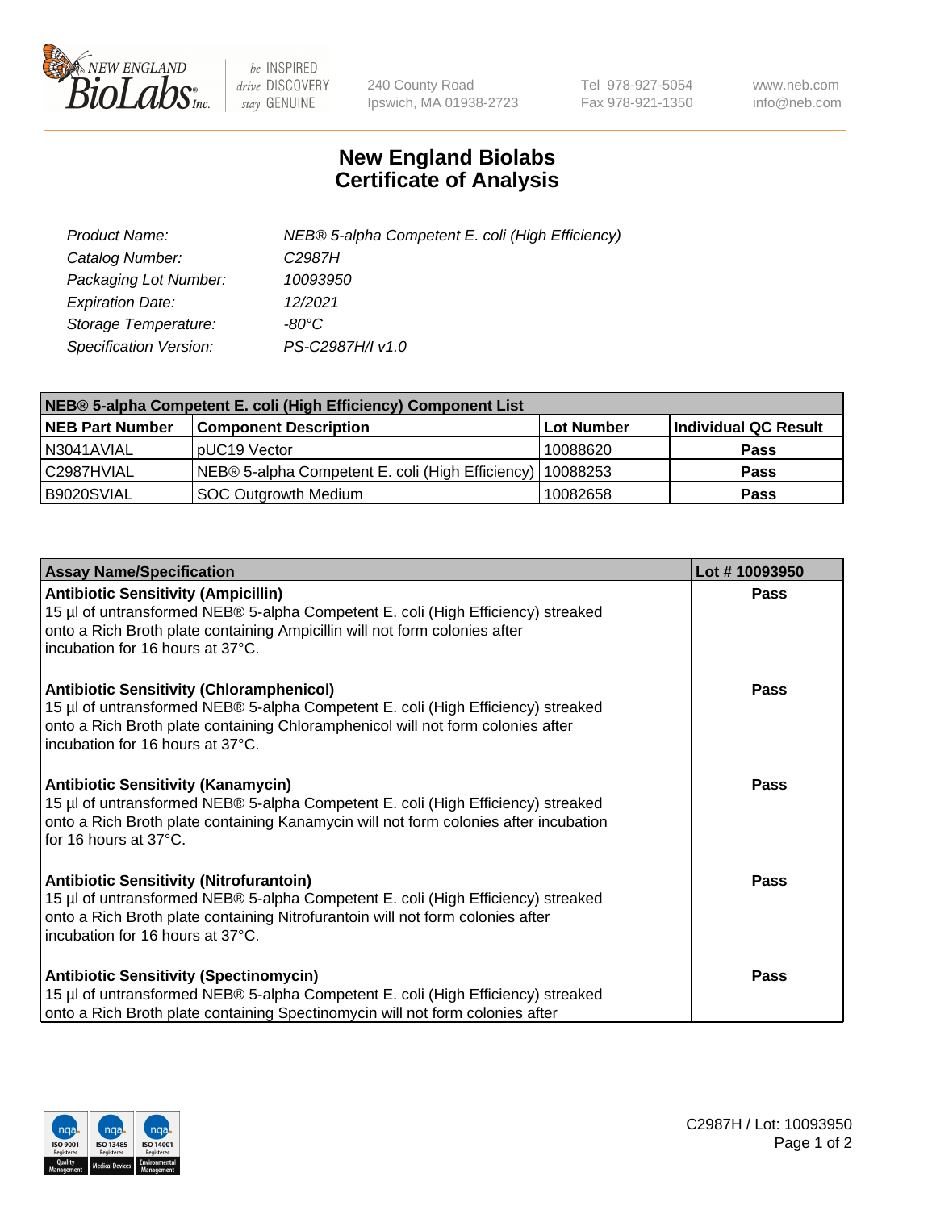# New England Biolabs
# Certificate of Analysis

| | |
|---|---|
| *Product Name:* | *NEB® 5-alpha Competent E. coli (High Efficiency)* |
| *Catalog Number:* | *C2987H* |
| *Packaging Lot Number:* | *10093950* |
| *Expiration Date:* | *12/2021* |
| *Storage Temperature:* | *-80°C* |
| *Specification Version:* | *PS-C2987H/I v1.0* |

| NEB® 5-alpha Competent E. coli (High Efficiency) Component List | | | |
|---|---|---|---|
| **NEB Part Number** | **Component Description** | **Lot Number** | **Individual QC Result** |
| N3041AVIAL | pUC19 Vector | 10088620 | **Pass** |
| C2987HVIAL | NEB® 5-alpha Competent E. coli (High Efficiency) | 10088253 | **Pass** |
| B9020SVIAL | SOC Outgrowth Medium | 10082658 | **Pass** |

| Assay Name/Specification | Lot # 10093950 |
|---|---|
| **Antibiotic Sensitivity (Ampicillin)**<br>15 µl of untransformed NEB® 5-alpha Competent E. coli (High Efficiency) streaked onto a Rich Broth plate containing Ampicillin will not form colonies after incubation for 16 hours at 37°C. | **Pass** |
| **Antibiotic Sensitivity (Chloramphenicol)**<br>15 µl of untransformed NEB® 5-alpha Competent E. coli (High Efficiency) streaked onto a Rich Broth plate containing Chloramphenicol will not form colonies after incubation for 16 hours at 37°C. | **Pass** |
| **Antibiotic Sensitivity (Kanamycin)**<br>15 µl of untransformed NEB® 5-alpha Competent E. coli (High Efficiency) streaked onto a Rich Broth plate containing Kanamycin will not form colonies after incubation for 16 hours at 37°C. | **Pass** |
| **Antibiotic Sensitivity (Nitrofurantoin)**<br>15 µl of untransformed NEB® 5-alpha Competent E. coli (High Efficiency) streaked onto a Rich Broth plate containing Nitrofurantoin will not form colonies after incubation for 16 hours at 37°C. | **Pass** |
| **Antibiotic Sensitivity (Spectinomycin)**<br>15 µl of untransformed NEB® 5-alpha Competent E. coli (High Efficiency) streaked onto a Rich Broth plate containing Spectinomycin will not form colonies after | **Pass** |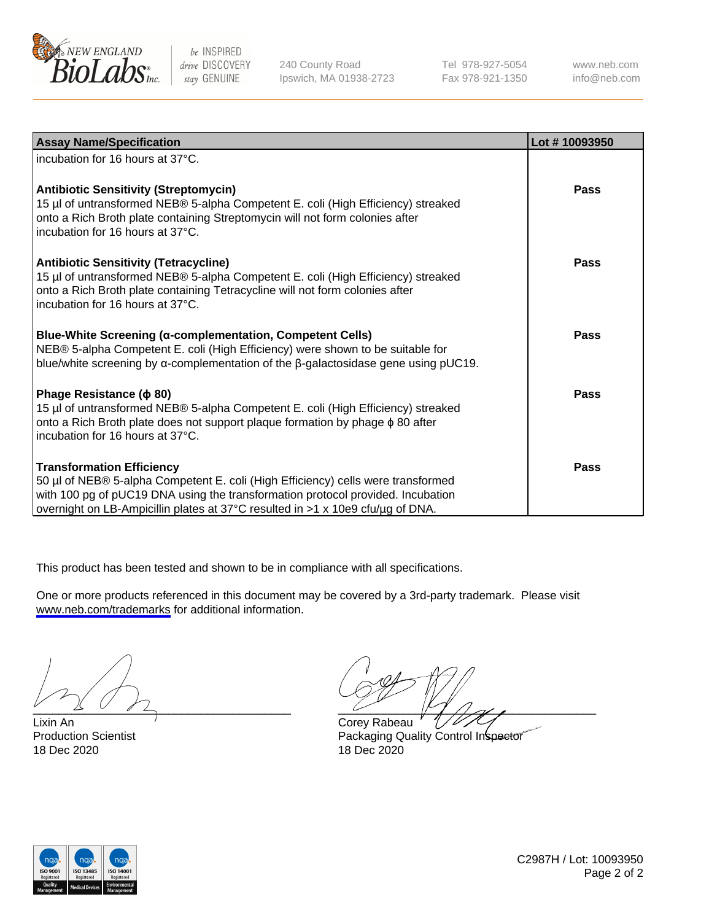| Assay Name/Specification | Lot # 10093950 |
|---|---|
| incubation for 16 hours at 37°C. | |
| **Antibiotic Sensitivity (Streptomycin)**<br>15 µl of untransformed NEB® 5-alpha Competent E. coli (High Efficiency) streaked onto a Rich Broth plate containing Streptomycin will not form colonies after incubation for 16 hours at 37°C. | Pass |
| **Antibiotic Sensitivity (Tetracycline)**<br>15 µl of untransformed NEB® 5-alpha Competent E. coli (High Efficiency) streaked onto a Rich Broth plate containing Tetracycline will not form colonies after incubation for 16 hours at 37°C. | Pass |
| **Blue-White Screening (α-complementation, Competent Cells)**<br>NEB® 5-alpha Competent E. coli (High Efficiency) were shown to be suitable for blue/white screening by α-complementation of the β-galactosidase gene using pUC19. | Pass |
| **Phage Resistance (ϕ 80)**<br>15 µl of untransformed NEB® 5-alpha Competent E. coli (High Efficiency) streaked onto a Rich Broth plate does not support plaque formation by phage ϕ 80 after incubation for 16 hours at 37°C. | Pass |
| **Transformation Efficiency**<br>50 µl of NEB® 5-alpha Competent E. coli (High Efficiency) cells were transformed with 100 pg of pUC19 DNA using the transformation protocol provided. Incubation overnight on LB-Ampicillin plates at 37°C resulted in >1 x 10e9 cfu/µg of DNA. | Pass |

This product has been tested and shown to be in compliance with all specifications.

One or more products referenced in this document may be covered by a 3rd-party trademark. Please visit www.neb.com/trademarks for additional information.

Lixin An
Production Scientist
18 Dec 2020

Corey Rabeau
Packaging Quality Control Inspector
18 Dec 2020

C2987H / Lot: 10093950